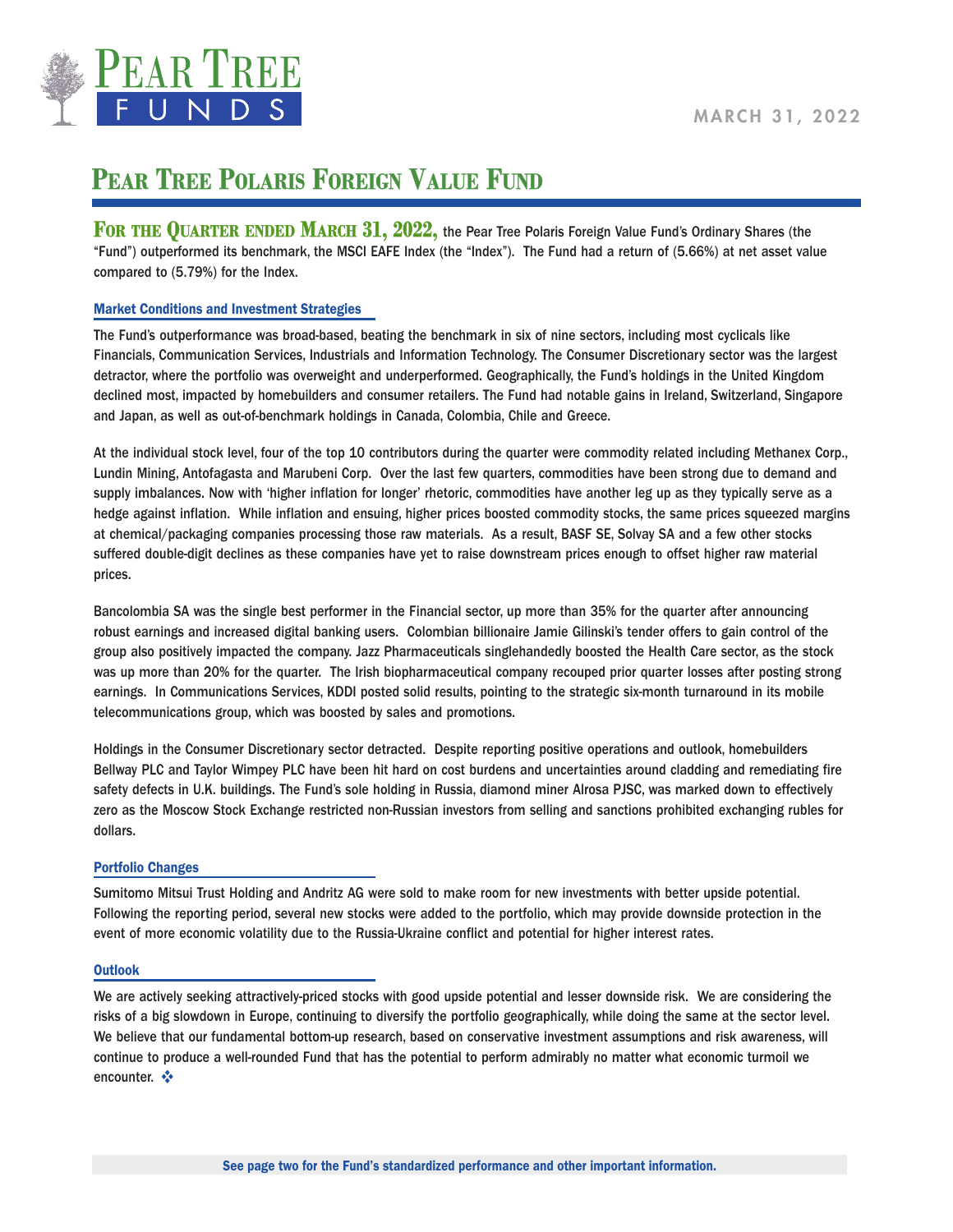# Pear Tree Funds

MARCH 31, 2022

# Pear Tree Polaris Foreign Value Fund

**For the Quarter ended March 31, 2022,** the Pear Tree Polaris Foreign Value Fund's Ordinary Shares (the "Fund") outperformed its benchmark, the MSCI EAFE Index (the "Index"). The Fund had a return of (5.66%) at net asset value compared to (5.79%) for the Index.

## Market Conditions and Investment Strategies

The Fund's outperformance was broad-based, beating the benchmark in six of nine sectors, including most cyclicals like Financials, Communication Services, Industrials and Information Technology. The Consumer Discretionary sector was the largest detractor, where the portfolio was overweight and underperformed. Geographically, the Fund's holdings in the United Kingdom declined most, impacted by homebuilders and consumer retailers. The Fund had notable gains in Ireland, Switzerland, Singapore and Japan, as well as out-of-benchmark holdings in Canada, Colombia, Chile and Greece.

At the individual stock level, four of the top 10 contributors during the quarter were commodity related including Methanex Corp., Lundin Mining, Antofagasta and Marubeni Corp. Over the last few quarters, commodities have been strong due to demand and supply imbalances. Now with 'higher inflation for longer' rhetoric, commodities have another leg up as they typically serve as a hedge against inflation. While inflation and ensuing, higher prices boosted commodity stocks, the same prices squeezed margins at chemical/packaging companies processing those raw materials. As a result, BASF SE, Solvay SA and a few other stocks suffered double-digit declines as these companies have yet to raise downstream prices enough to offset higher raw material prices.

Bancolombia SA was the single best performer in the Financial sector, up more than 35% for the quarter after announcing robust earnings and increased digital banking users. Colombian billionaire Jamie Gilinski's tender offers to gain control of the group also positively impacted the company. Jazz Pharmaceuticals singlehandedly boosted the Health Care sector, as the stock was up more than 20% for the quarter. The Irish biopharmaceutical company recouped prior quarter losses after posting strong earnings. In Communications Services, KDDI posted solid results, pointing to the strategic six-month turnaround in its mobile telecommunications group, which was boosted by sales and promotions.

Holdings in the Consumer Discretionary sector detracted. Despite reporting positive operations and outlook, homebuilders Bellway PLC and Taylor Wimpey PLC have been hit hard on cost burdens and uncertainties around cladding and remediating fire safety defects in U.K. buildings. The Fund's sole holding in Russia, diamond miner Alrosa PJSC, was marked down to effectively zero as the Moscow Stock Exchange restricted non-Russian investors from selling and sanctions prohibited exchanging rubles for dollars.

## Portfolio Changes

Sumitomo Mitsui Trust Holding and Andritz AG were sold to make room for new investments with better upside potential. Following the reporting period, several new stocks were added to the portfolio, which may provide downside protection in the event of more economic volatility due to the Russia-Ukraine conflict and potential for higher interest rates.

## Outlook

We are actively seeking attractively-priced stocks with good upside potential and lesser downside risk. We are considering the risks of a big slowdown in Europe, continuing to diversify the portfolio geographically, while doing the same at the sector level. We believe that our fundamental bottom-up research, based on conservative investment assumptions and risk awareness, will continue to produce a well-rounded Fund that has the potential to perform admirably no matter what economic turmoil we encounter. ❖

**See page two for the Fund's standardized performance and other important information.**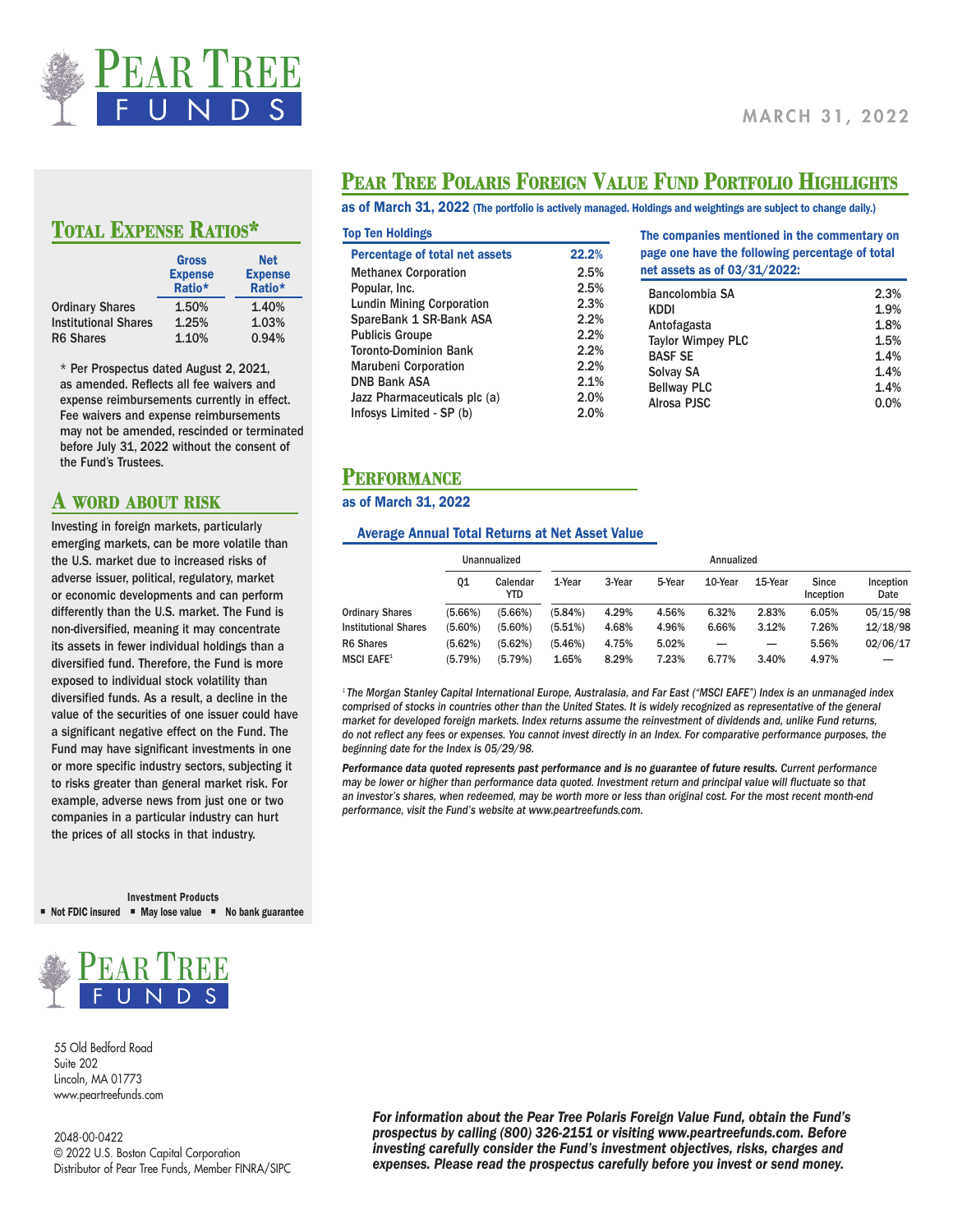MARCH 31, 2022

## Total Expense Ratios*

| | Gross Expense Ratio* | Net Expense Ratio* |
|---|---|---|
| Ordinary Shares | 1.50% | 1.40% |
| Institutional Shares | 1.25% | 1.03% |
| R6 Shares | 1.10% | 0.94% |

* Per Prospectus dated August 2, 2021, as amended. Reflects all fee waivers and expense reimbursements currently in effect. Fee waivers and expense reimbursements may not be amended, rescinded or terminated before July 31, 2022 without the consent of the Fund's Trustees.

## A word about risk

Investing in foreign markets, particularly emerging markets, can be more volatile than the U.S. market due to increased risks of adverse issuer, political, regulatory, market or economic developments and can perform differently than the U.S. market. The Fund is non-diversified, meaning it may concentrate its assets in fewer individual holdings than a diversified fund. Therefore, the Fund is more exposed to individual stock volatility than diversified funds. As a result, a decline in the value of the securities of one issuer could have a significant negative effect on the Fund. The Fund may have significant investments in one or more specific industry sectors, subjecting it to risks greater than general market risk. For example, adverse news from just one or two companies in a particular industry can hurt the prices of all stocks in that industry.

**Investment Products**
**▪ Not FDIC insured ▪ May lose value ▪ No bank guarantee**

55 Old Bedford Road
Suite 202
Lincoln, MA 01773
www.peartreefunds.com

2048-00-0422
© 2022 U.S. Boston Capital Corporation
Distributor of Pear Tree Funds, Member FINRA/SIPC

## Pear Tree Polaris Foreign Value Fund Portfolio Highlights

**as of March 31, 2022** **(The portfolio is actively managed. Holdings and weightings are subject to change daily.)**

### Top Ten Holdings

| Percentage of total net assets | 22.2% |
|---|---|
| Methanex Corporation | 2.5% |
| Popular, Inc. | 2.5% |
| Lundin Mining Corporation | 2.3% |
| SpareBank 1 SR-Bank ASA | 2.2% |
| Publicis Groupe | 2.2% |
| Toronto-Dominion Bank | 2.2% |
| Marubeni Corporation | 2.2% |
| DNB Bank ASA | 2.1% |
| Jazz Pharmaceuticals plc (a) | 2.0% |
| Infosys Limited - SP (b) | 2.0% |

**The companies mentioned in the commentary on page one have the following percentage of total net assets as of 03/31/2022:**

| | |
|---|---|
| Bancolombia SA | 2.3% |
| KDDI | 1.9% |
| Antofagasta | 1.8% |
| Taylor Wimpey PLC | 1.5% |
| BASF SE | 1.4% |
| Solvay SA | 1.4% |
| Bellway PLC | 1.4% |
| Alrosa PJSC | 0.0% |

## Performance

**as of March 31, 2022**

### Average Annual Total Returns at Net Asset Value

| | Unannualized | | Annualized | | | | | | |
|---|---|---|---|---|---|---|---|---|---|
| | Q1 | Calendar YTD | 1-Year | 3-Year | 5-Year | 10-Year | 15-Year | Since Inception | Inception Date |
| Ordinary Shares | (5.66%) | (5.66%) | (5.84%) | 4.29% | 4.56% | 6.32% | 2.83% | 6.05% | 05/15/98 |
| Institutional Shares | (5.60%) | (5.60%) | (5.51%) | 4.68% | 4.96% | 6.66% | 3.12% | 7.26% | 12/18/98 |
| R6 Shares | (5.62%) | (5.62%) | (5.46%) | 4.75% | 5.02% | — | — | 5.56% | 02/06/17 |
| MSCI EAFE[1] | (5.79%) | (5.79%) | 1.65% | 8.29% | 7.23% | 6.77% | 3.40% | 4.97% | — |

*[1] The Morgan Stanley Capital International Europe, Australasia, and Far East ("MSCI EAFE") Index is an unmanaged index comprised of stocks in countries other than the United States. It is widely recognized as representative of the general market for developed foreign markets. Index returns assume the reinvestment of dividends and, unlike Fund returns, do not reflect any fees or expenses. You cannot invest directly in an Index. For comparative performance purposes, the beginning date for the Index is 05/29/98.*

***Performance data quoted represents past performance and is no guarantee of future results.*** *Current performance may be lower or higher than performance data quoted. Investment return and principal value will fluctuate so that an investor's shares, when redeemed, may be worth more or less than original cost. For the most recent month-end performance, visit the Fund's website at www.peartreefunds.com.*

***For information about the Pear Tree Polaris Foreign Value Fund, obtain the Fund's prospectus by calling (800) 326-2151 or visiting www.peartreefunds.com. Before investing carefully consider the Fund's investment objectives, risks, charges and expenses. Please read the prospectus carefully before you invest or send money.***